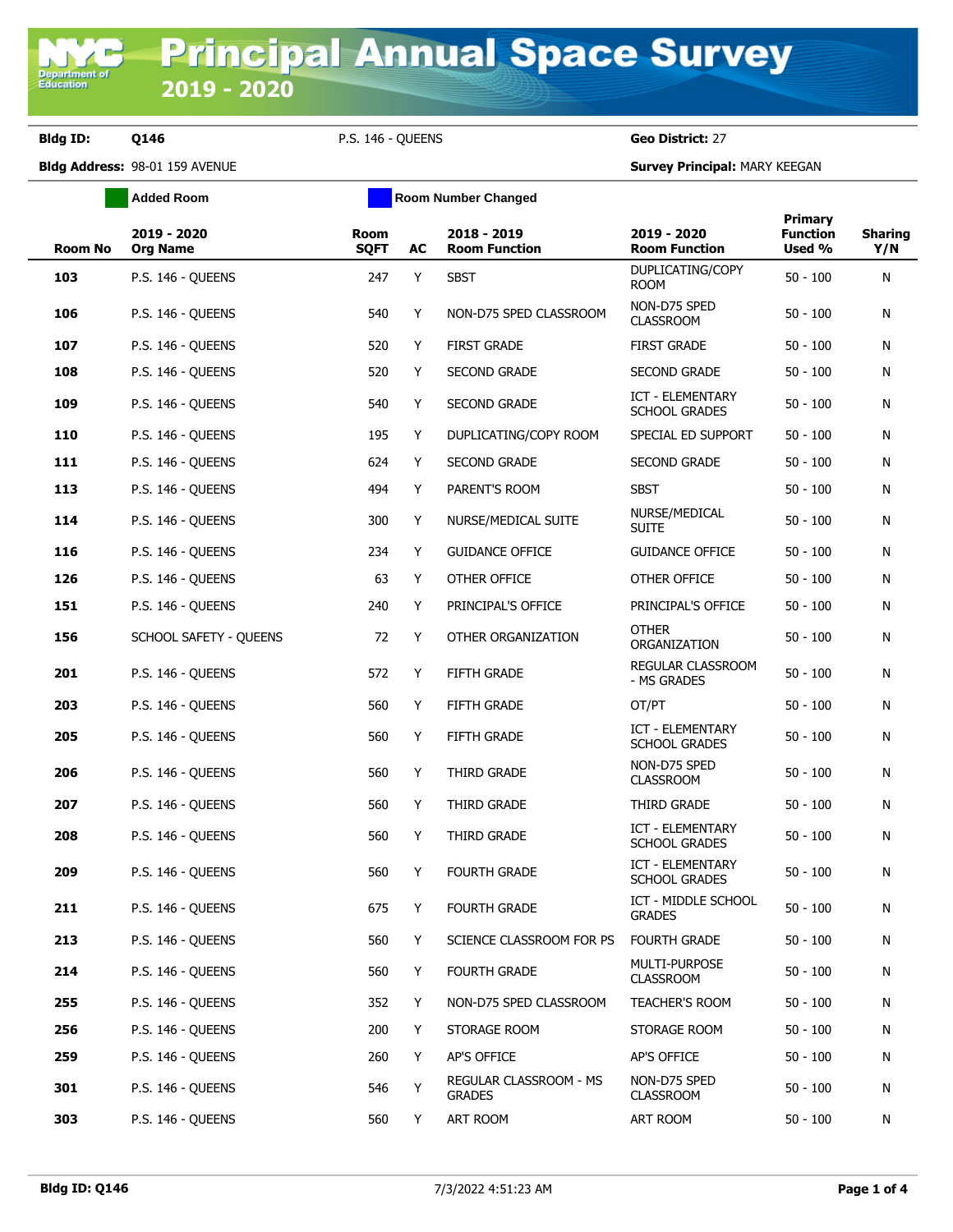# Principal Annual Space Survey

## 2019 - 2020

**Bldg ID:** Q146 P.S. 146 - QUEENS **Geo District:** 27

**Bldg Address:** 98-01 159 AVENUE **Survey Principal:** MARY KEEGAN

Added Room | Room Number Changed

| Room No | 2019 - 2020 Org Name | Room SQFT | AC | 2018 - 2019 Room Function | 2019 - 2020 Room Function | Primary Function Used % | Sharing Y/N |
|---|---|---|---|---|---|---|---|
| 103 | P.S. 146 - QUEENS | 247 | Y | SBST | DUPLICATING/COPY ROOM | 50 - 100 | N |
| 106 | P.S. 146 - QUEENS | 540 | Y | NON-D75 SPED CLASSROOM | NON-D75 SPED CLASSROOM | 50 - 100 | N |
| 107 | P.S. 146 - QUEENS | 520 | Y | FIRST GRADE | FIRST GRADE | 50 - 100 | N |
| 108 | P.S. 146 - QUEENS | 520 | Y | SECOND GRADE | SECOND GRADE | 50 - 100 | N |
| 109 | P.S. 146 - QUEENS | 540 | Y | SECOND GRADE | ICT - ELEMENTARY SCHOOL GRADES | 50 - 100 | N |
| 110 | P.S. 146 - QUEENS | 195 | Y | DUPLICATING/COPY ROOM | SPECIAL ED SUPPORT | 50 - 100 | N |
| 111 | P.S. 146 - QUEENS | 624 | Y | SECOND GRADE | SECOND GRADE | 50 - 100 | N |
| 113 | P.S. 146 - QUEENS | 494 | Y | PARENT'S ROOM | SBST | 50 - 100 | N |
| 114 | P.S. 146 - QUEENS | 300 | Y | NURSE/MEDICAL SUITE | NURSE/MEDICAL SUITE | 50 - 100 | N |
| 116 | P.S. 146 - QUEENS | 234 | Y | GUIDANCE OFFICE | GUIDANCE OFFICE | 50 - 100 | N |
| 126 | P.S. 146 - QUEENS | 63 | Y | OTHER OFFICE | OTHER OFFICE | 50 - 100 | N |
| 151 | P.S. 146 - QUEENS | 240 | Y | PRINCIPAL'S OFFICE | PRINCIPAL'S OFFICE | 50 - 100 | N |
| 156 | SCHOOL SAFETY - QUEENS | 72 | Y | OTHER ORGANIZATION | OTHER ORGANIZATION | 50 - 100 | N |
| 201 | P.S. 146 - QUEENS | 572 | Y | FIFTH GRADE | REGULAR CLASSROOM - MS GRADES | 50 - 100 | N |
| 203 | P.S. 146 - QUEENS | 560 | Y | FIFTH GRADE | OT/PT | 50 - 100 | N |
| 205 | P.S. 146 - QUEENS | 560 | Y | FIFTH GRADE | ICT - ELEMENTARY SCHOOL GRADES | 50 - 100 | N |
| 206 | P.S. 146 - QUEENS | 560 | Y | THIRD GRADE | NON-D75 SPED CLASSROOM | 50 - 100 | N |
| 207 | P.S. 146 - QUEENS | 560 | Y | THIRD GRADE | THIRD GRADE | 50 - 100 | N |
| 208 | P.S. 146 - QUEENS | 560 | Y | THIRD GRADE | ICT - ELEMENTARY SCHOOL GRADES | 50 - 100 | N |
| 209 | P.S. 146 - QUEENS | 560 | Y | FOURTH GRADE | ICT - ELEMENTARY SCHOOL GRADES | 50 - 100 | N |
| 211 | P.S. 146 - QUEENS | 675 | Y | FOURTH GRADE | ICT - MIDDLE SCHOOL GRADES | 50 - 100 | N |
| 213 | P.S. 146 - QUEENS | 560 | Y | SCIENCE CLASSROOM FOR PS | FOURTH GRADE | 50 - 100 | N |
| 214 | P.S. 146 - QUEENS | 560 | Y | FOURTH GRADE | MULTI-PURPOSE CLASSROOM | 50 - 100 | N |
| 255 | P.S. 146 - QUEENS | 352 | Y | NON-D75 SPED CLASSROOM | TEACHER'S ROOM | 50 - 100 | N |
| 256 | P.S. 146 - QUEENS | 200 | Y | STORAGE ROOM | STORAGE ROOM | 50 - 100 | N |
| 259 | P.S. 146 - QUEENS | 260 | Y | AP'S OFFICE | AP'S OFFICE | 50 - 100 | N |
| 301 | P.S. 146 - QUEENS | 546 | Y | REGULAR CLASSROOM - MS GRADES | NON-D75 SPED CLASSROOM | 50 - 100 | N |
| 303 | P.S. 146 - QUEENS | 560 | Y | ART ROOM | ART ROOM | 50 - 100 | N |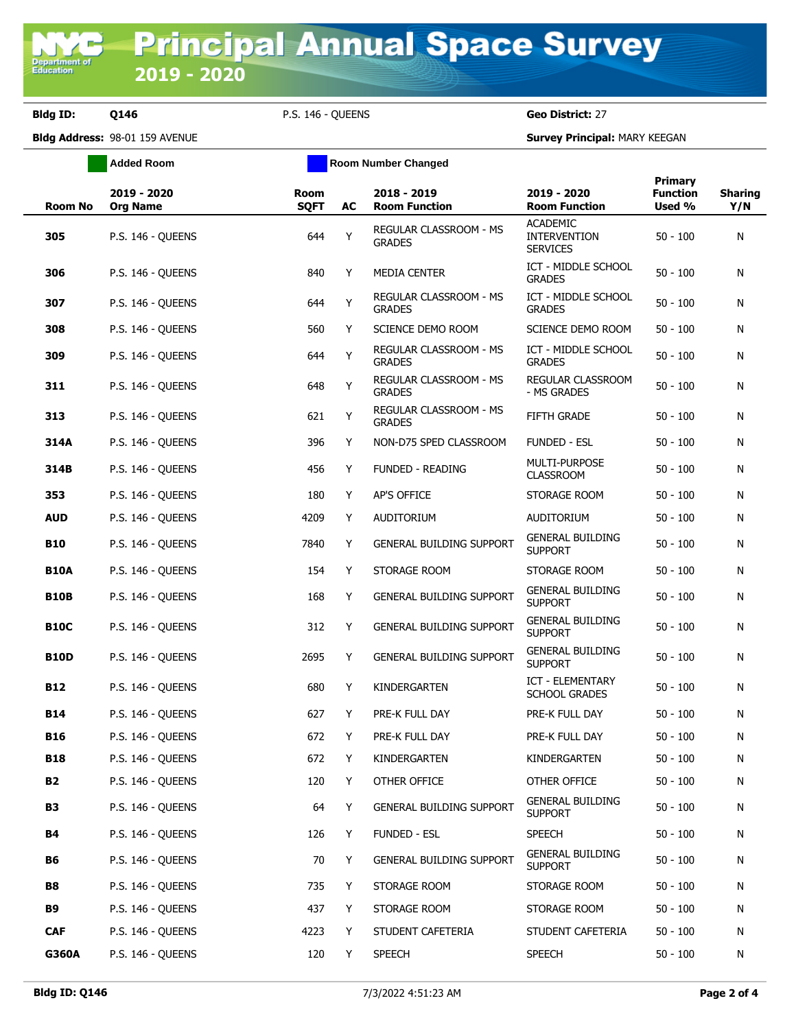# Principal Annual Space Survey 2019 - 2020

**Bldg ID:** Q146 P.S. 146 - QUEENS **Geo District:** 27

**Bldg Address:** 98-01 159 AVENUE **Survey Principal:** MARY KEEGAN

Added Room | Room Number Changed

| Room No | 2019 - 2020 Org Name | Room SQFT | AC | 2018 - 2019 Room Function | 2019 - 2020 Room Function | Primary Function Used % | Sharing Y/N |
|---|---|---|---|---|---|---|---|
| 305 | P.S. 146 - QUEENS | 644 | Y | REGULAR CLASSROOM - MS GRADES | ACADEMIC INTERVENTION SERVICES | 50 - 100 | N |
| 306 | P.S. 146 - QUEENS | 840 | Y | MEDIA CENTER | ICT - MIDDLE SCHOOL GRADES | 50 - 100 | N |
| 307 | P.S. 146 - QUEENS | 644 | Y | REGULAR CLASSROOM - MS GRADES | ICT - MIDDLE SCHOOL GRADES | 50 - 100 | N |
| 308 | P.S. 146 - QUEENS | 560 | Y | SCIENCE DEMO ROOM | SCIENCE DEMO ROOM | 50 - 100 | N |
| 309 | P.S. 146 - QUEENS | 644 | Y | REGULAR CLASSROOM - MS GRADES | ICT - MIDDLE SCHOOL GRADES | 50 - 100 | N |
| 311 | P.S. 146 - QUEENS | 648 | Y | REGULAR CLASSROOM - MS GRADES | REGULAR CLASSROOM - MS GRADES | 50 - 100 | N |
| 313 | P.S. 146 - QUEENS | 621 | Y | REGULAR CLASSROOM - MS GRADES | FIFTH GRADE | 50 - 100 | N |
| 314A | P.S. 146 - QUEENS | 396 | Y | NON-D75 SPED CLASSROOM | FUNDED - ESL | 50 - 100 | N |
| 314B | P.S. 146 - QUEENS | 456 | Y | FUNDED - READING | MULTI-PURPOSE CLASSROOM | 50 - 100 | N |
| 353 | P.S. 146 - QUEENS | 180 | Y | AP'S OFFICE | STORAGE ROOM | 50 - 100 | N |
| AUD | P.S. 146 - QUEENS | 4209 | Y | AUDITORIUM | AUDITORIUM | 50 - 100 | N |
| B10 | P.S. 146 - QUEENS | 7840 | Y | GENERAL BUILDING SUPPORT | GENERAL BUILDING SUPPORT | 50 - 100 | N |
| B10A | P.S. 146 - QUEENS | 154 | Y | STORAGE ROOM | STORAGE ROOM | 50 - 100 | N |
| B10B | P.S. 146 - QUEENS | 168 | Y | GENERAL BUILDING SUPPORT | GENERAL BUILDING SUPPORT | 50 - 100 | N |
| B10C | P.S. 146 - QUEENS | 312 | Y | GENERAL BUILDING SUPPORT | GENERAL BUILDING SUPPORT | 50 - 100 | N |
| B10D | P.S. 146 - QUEENS | 2695 | Y | GENERAL BUILDING SUPPORT | GENERAL BUILDING SUPPORT | 50 - 100 | N |
| B12 | P.S. 146 - QUEENS | 680 | Y | KINDERGARTEN | ICT - ELEMENTARY SCHOOL GRADES | 50 - 100 | N |
| B14 | P.S. 146 - QUEENS | 627 | Y | PRE-K FULL DAY | PRE-K FULL DAY | 50 - 100 | N |
| B16 | P.S. 146 - QUEENS | 672 | Y | PRE-K FULL DAY | PRE-K FULL DAY | 50 - 100 | N |
| B18 | P.S. 146 - QUEENS | 672 | Y | KINDERGARTEN | KINDERGARTEN | 50 - 100 | N |
| B2 | P.S. 146 - QUEENS | 120 | Y | OTHER OFFICE | OTHER OFFICE | 50 - 100 | N |
| B3 | P.S. 146 - QUEENS | 64 | Y | GENERAL BUILDING SUPPORT | GENERAL BUILDING SUPPORT | 50 - 100 | N |
| B4 | P.S. 146 - QUEENS | 126 | Y | FUNDED - ESL | SPEECH | 50 - 100 | N |
| B6 | P.S. 146 - QUEENS | 70 | Y | GENERAL BUILDING SUPPORT | GENERAL BUILDING SUPPORT | 50 - 100 | N |
| B8 | P.S. 146 - QUEENS | 735 | Y | STORAGE ROOM | STORAGE ROOM | 50 - 100 | N |
| B9 | P.S. 146 - QUEENS | 437 | Y | STORAGE ROOM | STORAGE ROOM | 50 - 100 | N |
| CAF | P.S. 146 - QUEENS | 4223 | Y | STUDENT CAFETERIA | STUDENT CAFETERIA | 50 - 100 | N |
| G360A | P.S. 146 - QUEENS | 120 | Y | SPEECH | SPEECH | 50 - 100 | N |

Bldg ID: Q146 7/3/2022 4:51:23 AM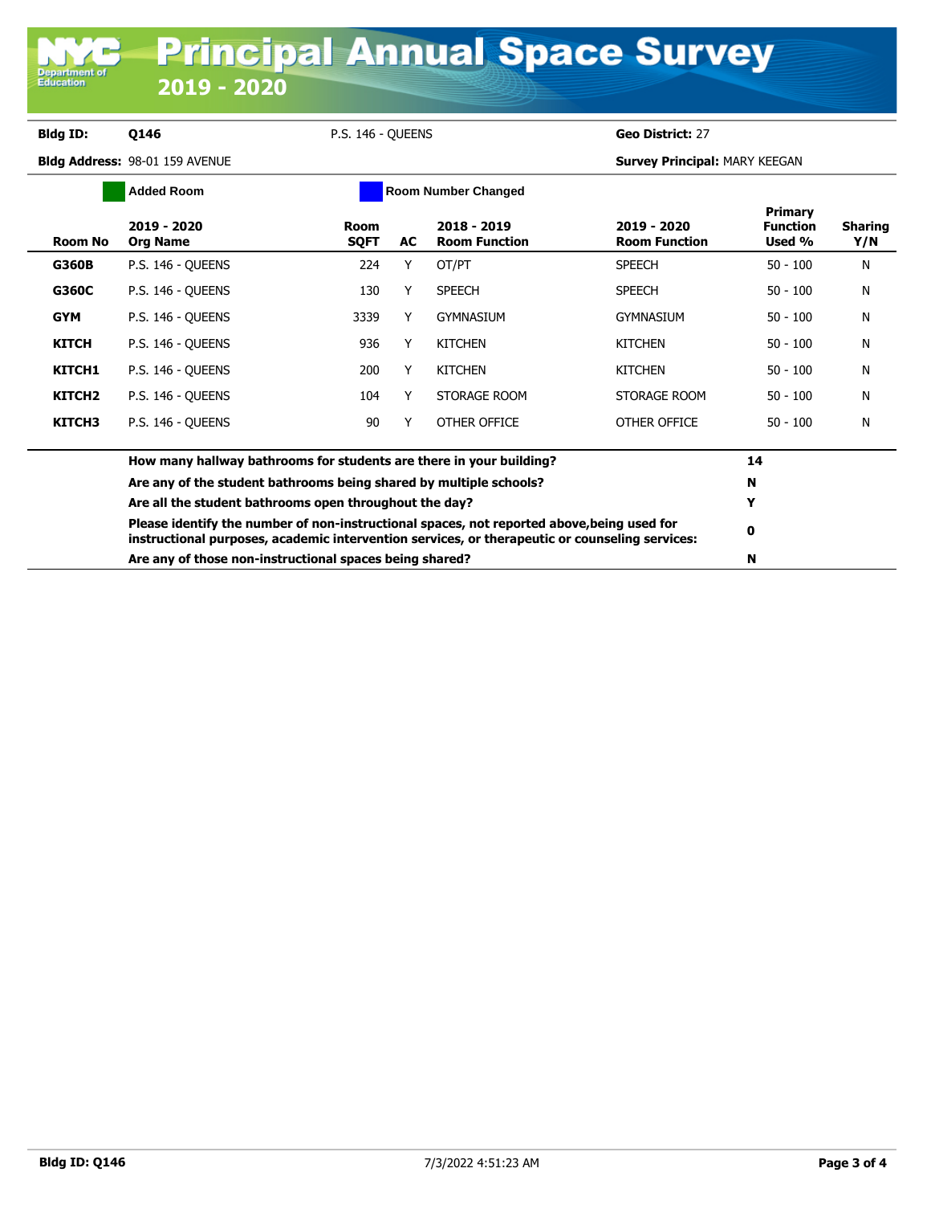# Principal Annual Space Survey

## 2019 - 2020

**Bldg ID:** **Q146** P.S. 146 - QUEENS **Geo District:** 27

**Bldg Address:** 98-01 159 AVENUE **Survey Principal:** MARY KEEGAN

Added Room | Room Number Changed

| Room No | 2019 - 2020 Org Name | Room SQFT | AC | 2018 - 2019 Room Function | 2019 - 2020 Room Function | Primary Function Used % | Sharing Y/N |
|---|---|---|---|---|---|---|---|
| **G360B** | P.S. 146 - QUEENS | 224 | Y | OT/PT | SPEECH | 50 - 100 | N |
| **G360C** | P.S. 146 - QUEENS | 130 | Y | SPEECH | SPEECH | 50 - 100 | N |
| **GYM** | P.S. 146 - QUEENS | 3339 | Y | GYMNASIUM | GYMNASIUM | 50 - 100 | N |
| **KITCH** | P.S. 146 - QUEENS | 936 | Y | KITCHEN | KITCHEN | 50 - 100 | N |
| **KITCH1** | P.S. 146 - QUEENS | 200 | Y | KITCHEN | KITCHEN | 50 - 100 | N |
| **KITCH2** | P.S. 146 - QUEENS | 104 | Y | STORAGE ROOM | STORAGE ROOM | 50 - 100 | N |
| **KITCH3** | P.S. 146 - QUEENS | 90 | Y | OTHER OFFICE | OTHER OFFICE | 50 - 100 | N |

| Question | Answer |
|---|---|
| **How many hallway bathrooms for students are there in your building?** | **14** |
| **Are any of the student bathrooms being shared by multiple schools?** | **N** |
| **Are all the student bathrooms open throughout the day?** | **Y** |
| **Please identify the number of non-instructional spaces, not reported above,being used for instructional purposes, academic intervention services, or therapeutic or counseling services:** | **0** |
| **Are any of those non-instructional spaces being shared?** | **N** |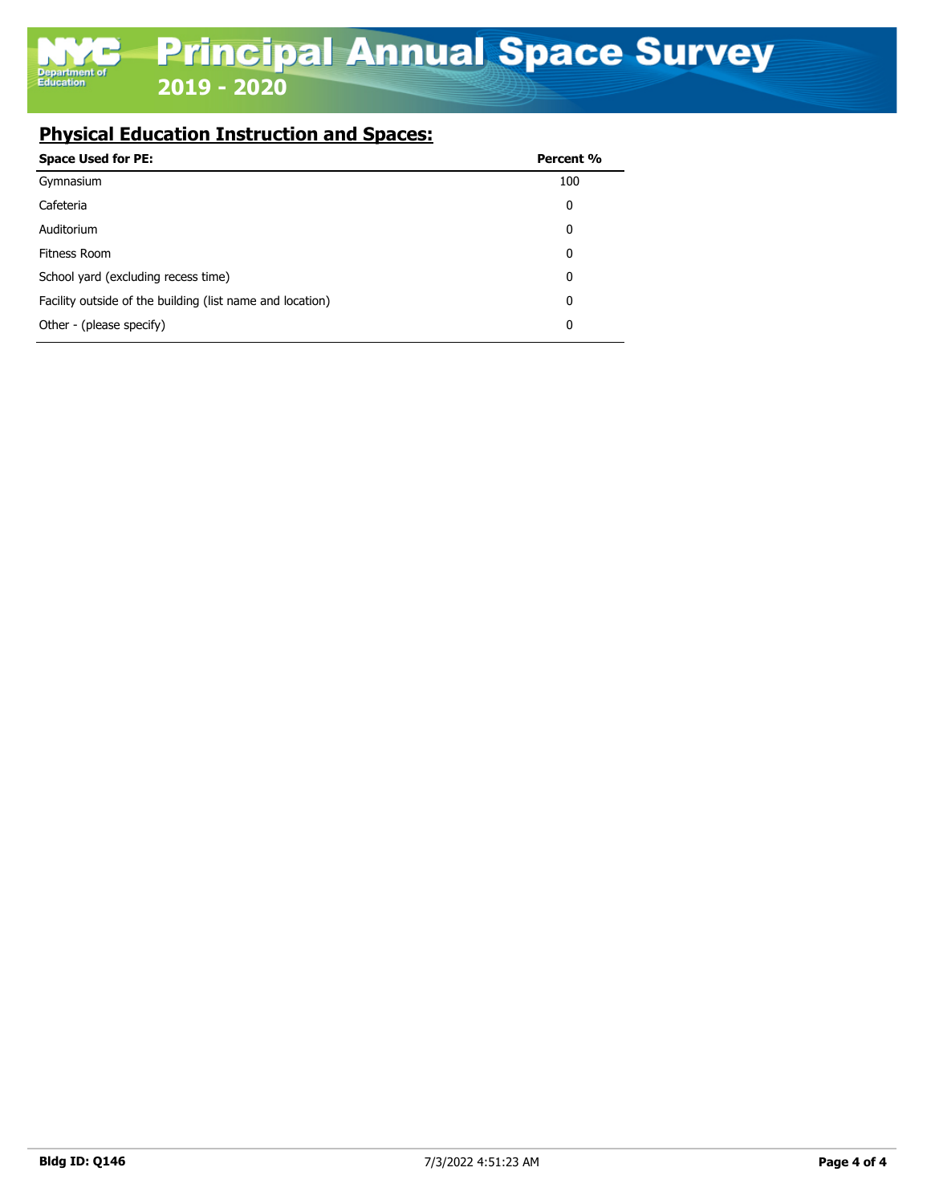## Physical Education Instruction and Spaces:

| Space Used for PE: | Percent % |
|---|---|
| Gymnasium | 100 |
| Cafeteria | 0 |
| Auditorium | 0 |
| Fitness Room | 0 |
| School yard (excluding recess time) | 0 |
| Facility outside of the building (list name and location) | 0 |
| Other - (please specify) | 0 |